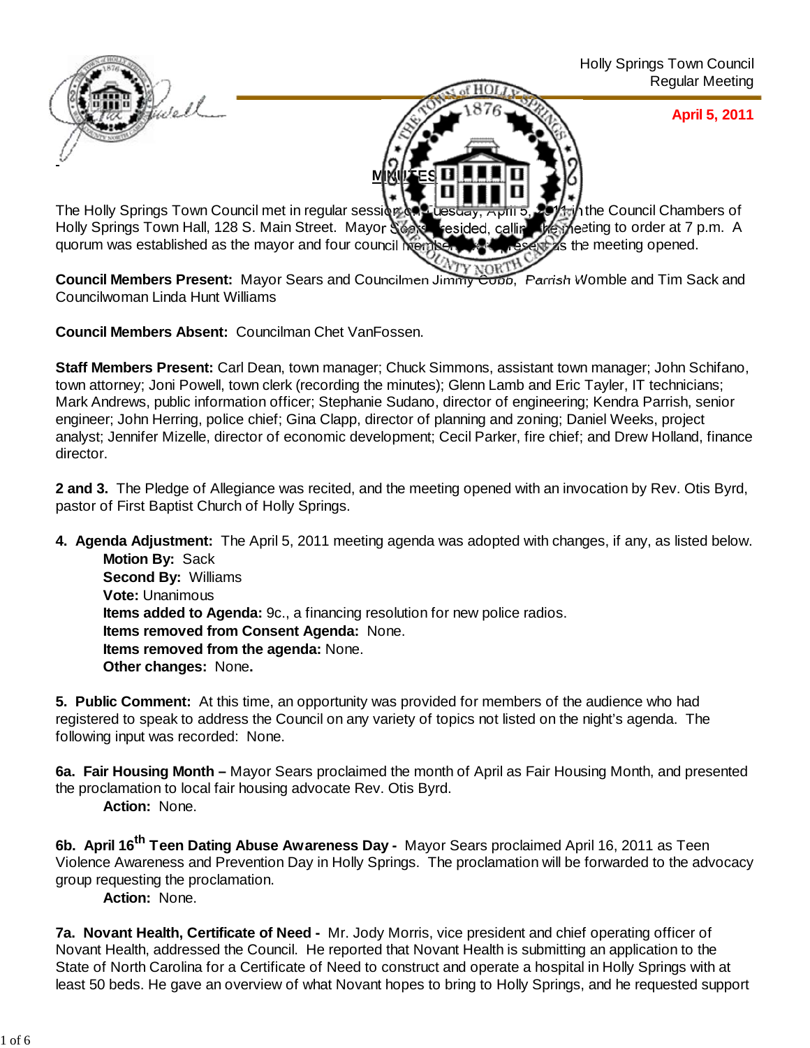Holly Springs Town Council
Regular Meeting

**April 5, 2011**

## MINUTES

The Holly Springs Town Council met in regular session on Tuesday, April 5, 2011, in the Council Chambers of Holly Springs Town Hall, 128 S. Main Street. Mayor Sears presided, calling the meeting to order at 7 p.m. A quorum was established as the mayor and four council members were present as the meeting opened.

**Council Members Present:** Mayor Sears and Councilmen Jimmy Cobb, Parrish Womble and Tim Sack and Councilwoman Linda Hunt Williams

**Council Members Absent:** Councilman Chet VanFossen.

**Staff Members Present:** Carl Dean, town manager; Chuck Simmons, assistant town manager; John Schifano, town attorney; Joni Powell, town clerk (recording the minutes); Glenn Lamb and Eric Tayler, IT technicians; Mark Andrews, public information officer; Stephanie Sudano, director of engineering; Kendra Parrish, senior engineer; John Herring, police chief; Gina Clapp, director of planning and zoning; Daniel Weeks, project analyst; Jennifer Mizelle, director of economic development; Cecil Parker, fire chief; and Drew Holland, finance director.

**2 and 3.** The Pledge of Allegiance was recited, and the meeting opened with an invocation by Rev. Otis Byrd, pastor of First Baptist Church of Holly Springs.

**4. Agenda Adjustment:** The April 5, 2011 meeting agenda was adopted with changes, if any, as listed below.

**Motion By:** Sack
**Second By:** Williams
**Vote:** Unanimous
**Items added to Agenda:** 9c., a financing resolution for new police radios.
**Items removed from Consent Agenda:** None.
**Items removed from the agenda:** None.
**Other changes:** None**.**

**5. Public Comment:** At this time, an opportunity was provided for members of the audience who had registered to speak to address the Council on any variety of topics not listed on the night's agenda. The following input was recorded: None.

**6a. Fair Housing Month –** Mayor Sears proclaimed the month of April as Fair Housing Month, and presented the proclamation to local fair housing advocate Rev. Otis Byrd.

**Action:** None.

**6b. April 16th Teen Dating Abuse Awareness Day -** Mayor Sears proclaimed April 16, 2011 as Teen Violence Awareness and Prevention Day in Holly Springs. The proclamation will be forwarded to the advocacy group requesting the proclamation.

**Action:** None.

**7a. Novant Health, Certificate of Need -** Mr. Jody Morris, vice president and chief operating officer of Novant Health, addressed the Council. He reported that Novant Health is submitting an application to the State of North Carolina for a Certificate of Need to construct and operate a hospital in Holly Springs with at least 50 beds. He gave an overview of what Novant hopes to bring to Holly Springs, and he requested support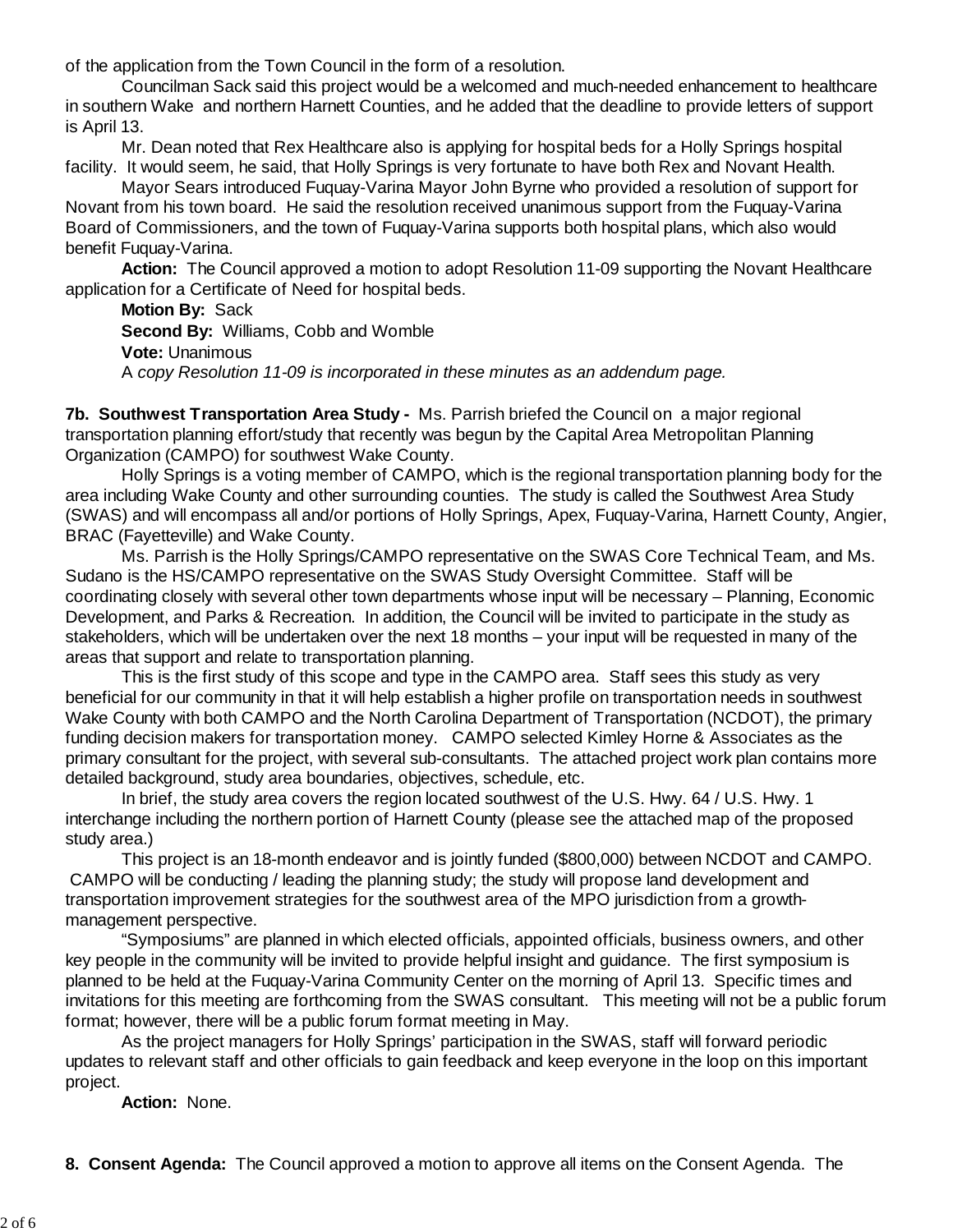of the application from the Town Council in the form of a resolution.

Councilman Sack said this project would be a welcomed and much-needed enhancement to healthcare in southern Wake and northern Harnett Counties, and he added that the deadline to provide letters of support is April 13.

Mr. Dean noted that Rex Healthcare also is applying for hospital beds for a Holly Springs hospital facility. It would seem, he said, that Holly Springs is very fortunate to have both Rex and Novant Health.

Mayor Sears introduced Fuquay-Varina Mayor John Byrne who provided a resolution of support for Novant from his town board. He said the resolution received unanimous support from the Fuquay-Varina Board of Commissioners, and the town of Fuquay-Varina supports both hospital plans, which also would benefit Fuquay-Varina.

**Action:** The Council approved a motion to adopt Resolution 11-09 supporting the Novant Healthcare application for a Certificate of Need for hospital beds.

**Motion By:** Sack

**Second By:** Williams, Cobb and Womble

**Vote:** Unanimous

A *copy Resolution 11-09 is incorporated in these minutes as an addendum page.*

**7b. Southwest Transportation Area Study -** Ms. Parrish briefed the Council on a major regional transportation planning effort/study that recently was begun by the Capital Area Metropolitan Planning Organization (CAMPO) for southwest Wake County.

Holly Springs is a voting member of CAMPO, which is the regional transportation planning body for the area including Wake County and other surrounding counties. The study is called the Southwest Area Study (SWAS) and will encompass all and/or portions of Holly Springs, Apex, Fuquay-Varina, Harnett County, Angier, BRAC (Fayetteville) and Wake County.

Ms. Parrish is the Holly Springs/CAMPO representative on the SWAS Core Technical Team, and Ms. Sudano is the HS/CAMPO representative on the SWAS Study Oversight Committee. Staff will be coordinating closely with several other town departments whose input will be necessary – Planning, Economic Development, and Parks & Recreation. In addition, the Council will be invited to participate in the study as stakeholders, which will be undertaken over the next 18 months – your input will be requested in many of the areas that support and relate to transportation planning.

This is the first study of this scope and type in the CAMPO area. Staff sees this study as very beneficial for our community in that it will help establish a higher profile on transportation needs in southwest Wake County with both CAMPO and the North Carolina Department of Transportation (NCDOT), the primary funding decision makers for transportation money. CAMPO selected Kimley Horne & Associates as the primary consultant for the project, with several sub-consultants. The attached project work plan contains more detailed background, study area boundaries, objectives, schedule, etc.

In brief, the study area covers the region located southwest of the U.S. Hwy. 64 / U.S. Hwy. 1 interchange including the northern portion of Harnett County (please see the attached map of the proposed study area.)

This project is an 18-month endeavor and is jointly funded ($800,000) between NCDOT and CAMPO. CAMPO will be conducting / leading the planning study; the study will propose land development and transportation improvement strategies for the southwest area of the MPO jurisdiction from a growth-management perspective.

"Symposiums" are planned in which elected officials, appointed officials, business owners, and other key people in the community will be invited to provide helpful insight and guidance. The first symposium is planned to be held at the Fuquay-Varina Community Center on the morning of April 13. Specific times and invitations for this meeting are forthcoming from the SWAS consultant. This meeting will not be a public forum format; however, there will be a public forum format meeting in May.

As the project managers for Holly Springs' participation in the SWAS, staff will forward periodic updates to relevant staff and other officials to gain feedback and keep everyone in the loop on this important project.

**Action:** None.

**8. Consent Agenda:** The Council approved a motion to approve all items on the Consent Agenda. The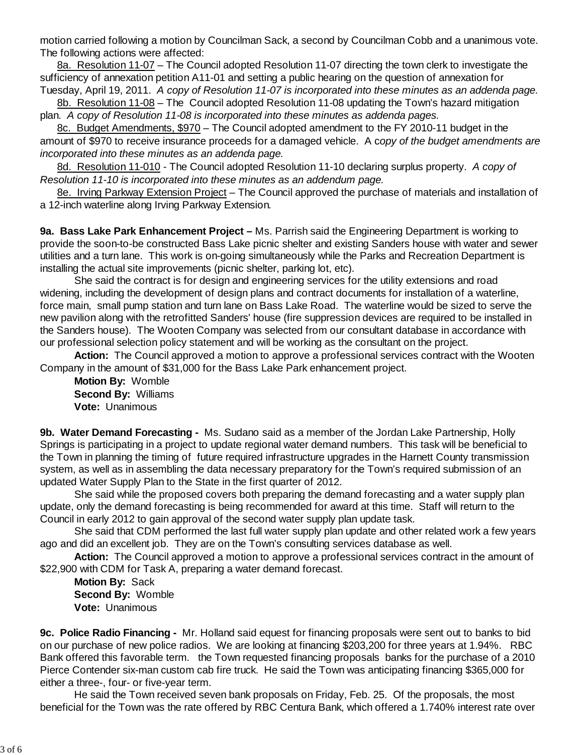motion carried following a motion by Councilman Sack, a second by Councilman Cobb and a unanimous vote. The following actions were affected:

8a. Resolution 11-07 – The Council adopted Resolution 11-07 directing the town clerk to investigate the sufficiency of annexation petition A11-01 and setting a public hearing on the question of annexation for Tuesday, April 19, 2011. *A copy of Resolution 11-07 is incorporated into these minutes as an addenda page.*

8b. Resolution 11-08 – The Council adopted Resolution 11-08 updating the Town's hazard mitigation plan. *A copy of Resolution 11-08 is incorporated into these minutes as addenda pages.*

8c. Budget Amendments, $970 – The Council adopted amendment to the FY 2010-11 budget in the amount of $970 to receive insurance proceeds for a damaged vehicle. A c*opy of the budget amendments are incorporated into these minutes as an addenda page.*

8d. Resolution 11-010 - The Council adopted Resolution 11-10 declaring surplus property. *A copy of Resolution 11-10 is incorporated into these minutes as an addendum page.*

8e. Irving Parkway Extension Project – The Council approved the purchase of materials and installation of a 12-inch waterline along Irving Parkway Extension.

**9a. Bass Lake Park Enhancement Project –** Ms. Parrish said the Engineering Department is working to provide the soon-to-be constructed Bass Lake picnic shelter and existing Sanders house with water and sewer utilities and a turn lane. This work is on-going simultaneously while the Parks and Recreation Department is installing the actual site improvements (picnic shelter, parking lot, etc).

She said the contract is for design and engineering services for the utility extensions and road widening, including the development of design plans and contract documents for installation of a waterline, force main, small pump station and turn lane on Bass Lake Road. The waterline would be sized to serve the new pavilion along with the retrofitted Sanders' house (fire suppression devices are required to be installed in the Sanders house). The Wooten Company was selected from our consultant database in accordance with our professional selection policy statement and will be working as the consultant on the project.

**Action:** The Council approved a motion to approve a professional services contract with the Wooten Company in the amount of $31,000 for the Bass Lake Park enhancement project.

**Motion By:** Womble
**Second By:** Williams
**Vote:** Unanimous

**9b. Water Demand Forecasting -** Ms. Sudano said as a member of the Jordan Lake Partnership, Holly Springs is participating in a project to update regional water demand numbers. This task will be beneficial to the Town in planning the timing of future required infrastructure upgrades in the Harnett County transmission system, as well as in assembling the data necessary preparatory for the Town's required submission of an updated Water Supply Plan to the State in the first quarter of 2012.

She said while the proposed covers both preparing the demand forecasting and a water supply plan update, only the demand forecasting is being recommended for award at this time. Staff will return to the Council in early 2012 to gain approval of the second water supply plan update task.

She said that CDM performed the last full water supply plan update and other related work a few years ago and did an excellent job. They are on the Town's consulting services database as well.

**Action:** The Council approved a motion to approve a professional services contract in the amount of $22,900 with CDM for Task A, preparing a water demand forecast.

**Motion By:** Sack
**Second By:** Womble
**Vote:** Unanimous

**9c. Police Radio Financing -** Mr. Holland said equest for financing proposals were sent out to banks to bid on our purchase of new police radios. We are looking at financing $203,200 for three years at 1.94%. RBC Bank offered this favorable term. the Town requested financing proposals banks for the purchase of a 2010 Pierce Contender six-man custom cab fire truck. He said the Town was anticipating financing $365,000 for either a three-, four- or five-year term.

He said the Town received seven bank proposals on Friday, Feb. 25. Of the proposals, the most beneficial for the Town was the rate offered by RBC Centura Bank, which offered a 1.740% interest rate over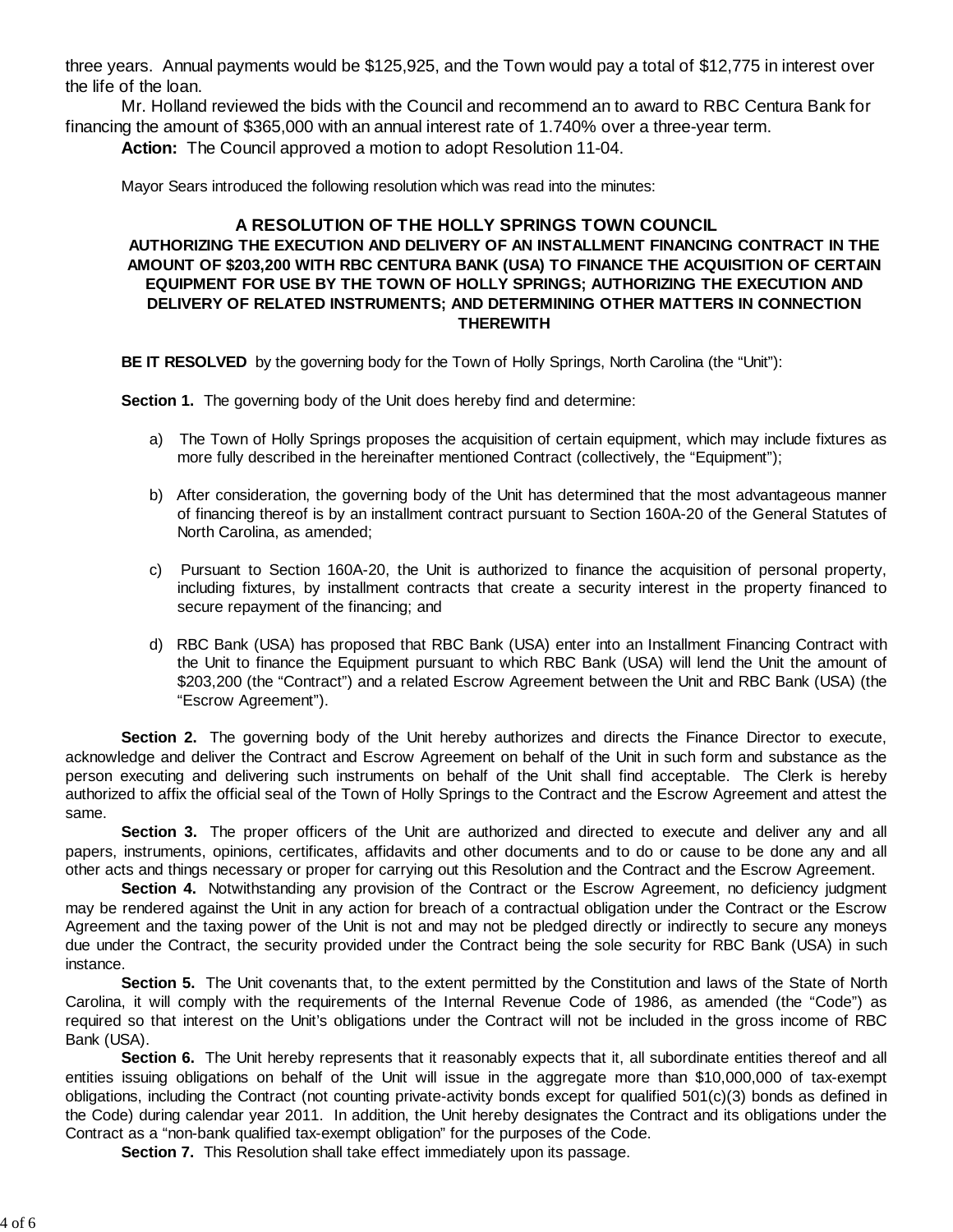three years. Annual payments would be $125,925, and the Town would pay a total of $12,775 in interest over the life of the loan.

Mr. Holland reviewed the bids with the Council and recommend an to award to RBC Centura Bank for financing the amount of $365,000 with an annual interest rate of 1.740% over a three-year term.

**Action:** The Council approved a motion to adopt Resolution 11-04.

Mayor Sears introduced the following resolution which was read into the minutes:

**A RESOLUTION OF THE HOLLY SPRINGS TOWN COUNCIL**
**AUTHORIZING THE EXECUTION AND DELIVERY OF AN INSTALLMENT FINANCING CONTRACT IN THE AMOUNT OF $203,200 WITH RBC CENTURA BANK (USA) TO FINANCE THE ACQUISITION OF CERTAIN EQUIPMENT FOR USE BY THE TOWN OF HOLLY SPRINGS; AUTHORIZING THE EXECUTION AND DELIVERY OF RELATED INSTRUMENTS; AND DETERMINING OTHER MATTERS IN CONNECTION THEREWITH**

**BE IT RESOLVED** by the governing body for the Town of Holly Springs, North Carolina (the "Unit"):

**Section 1.** The governing body of the Unit does hereby find and determine:

a) The Town of Holly Springs proposes the acquisition of certain equipment, which may include fixtures as more fully described in the hereinafter mentioned Contract (collectively, the "Equipment");

b) After consideration, the governing body of the Unit has determined that the most advantageous manner of financing thereof is by an installment contract pursuant to Section 160A-20 of the General Statutes of North Carolina, as amended;

c) Pursuant to Section 160A-20, the Unit is authorized to finance the acquisition of personal property, including fixtures, by installment contracts that create a security interest in the property financed to secure repayment of the financing; and

d) RBC Bank (USA) has proposed that RBC Bank (USA) enter into an Installment Financing Contract with the Unit to finance the Equipment pursuant to which RBC Bank (USA) will lend the Unit the amount of $203,200 (the "Contract") and a related Escrow Agreement between the Unit and RBC Bank (USA) (the "Escrow Agreement").

**Section 2.** The governing body of the Unit hereby authorizes and directs the Finance Director to execute, acknowledge and deliver the Contract and Escrow Agreement on behalf of the Unit in such form and substance as the person executing and delivering such instruments on behalf of the Unit shall find acceptable. The Clerk is hereby authorized to affix the official seal of the Town of Holly Springs to the Contract and the Escrow Agreement and attest the same.

**Section 3.** The proper officers of the Unit are authorized and directed to execute and deliver any and all papers, instruments, opinions, certificates, affidavits and other documents and to do or cause to be done any and all other acts and things necessary or proper for carrying out this Resolution and the Contract and the Escrow Agreement.

**Section 4.** Notwithstanding any provision of the Contract or the Escrow Agreement, no deficiency judgment may be rendered against the Unit in any action for breach of a contractual obligation under the Contract or the Escrow Agreement and the taxing power of the Unit is not and may not be pledged directly or indirectly to secure any moneys due under the Contract, the security provided under the Contract being the sole security for RBC Bank (USA) in such instance.

**Section 5.** The Unit covenants that, to the extent permitted by the Constitution and laws of the State of North Carolina, it will comply with the requirements of the Internal Revenue Code of 1986, as amended (the "Code") as required so that interest on the Unit's obligations under the Contract will not be included in the gross income of RBC Bank (USA).

**Section 6.** The Unit hereby represents that it reasonably expects that it, all subordinate entities thereof and all entities issuing obligations on behalf of the Unit will issue in the aggregate more than $10,000,000 of tax-exempt obligations, including the Contract (not counting private-activity bonds except for qualified 501(c)(3) bonds as defined in the Code) during calendar year 2011. In addition, the Unit hereby designates the Contract and its obligations under the Contract as a "non-bank qualified tax-exempt obligation" for the purposes of the Code.

**Section 7.** This Resolution shall take effect immediately upon its passage.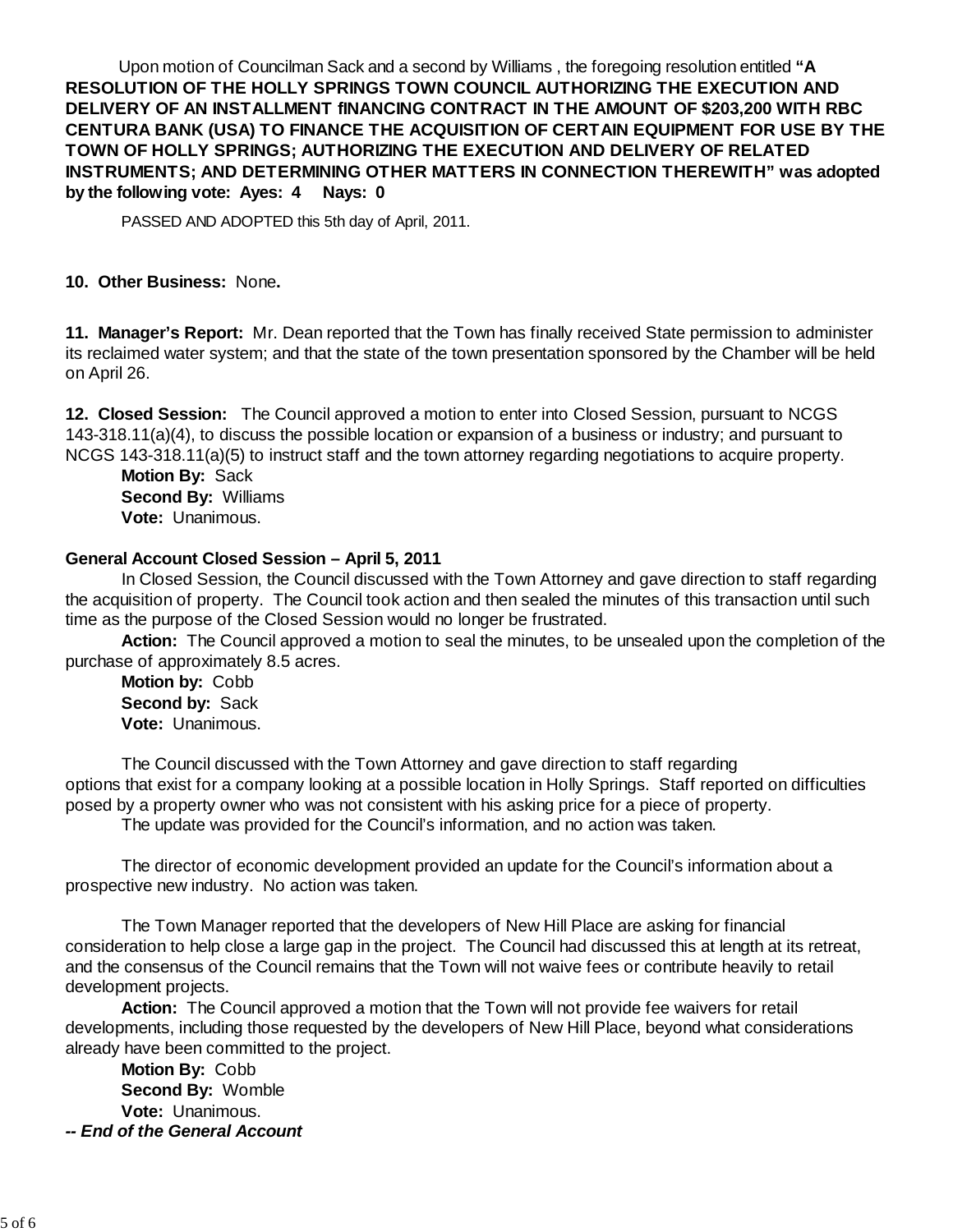Upon motion of Councilman Sack and a second by Williams , the foregoing resolution entitled **"A RESOLUTION OF THE HOLLY SPRINGS TOWN COUNCIL AUTHORIZING THE EXECUTION AND DELIVERY OF AN INSTALLMENT fINANCING CONTRACT IN THE AMOUNT OF $203,200 WITH RBC CENTURA BANK (USA) TO FINANCE THE ACQUISITION OF CERTAIN EQUIPMENT FOR USE BY THE TOWN OF HOLLY SPRINGS; AUTHORIZING THE EXECUTION AND DELIVERY OF RELATED INSTRUMENTS; AND DETERMINING OTHER MATTERS IN CONNECTION THEREWITH" was adopted by the following vote: Ayes: 4 Nays: 0**

PASSED AND ADOPTED this 5th day of April, 2011.

**10. Other Business:** None**.**

**11. Manager's Report:** Mr. Dean reported that the Town has finally received State permission to administer its reclaimed water system; and that the state of the town presentation sponsored by the Chamber will be held on April 26.

**12. Closed Session:** The Council approved a motion to enter into Closed Session, pursuant to NCGS 143-318.11(a)(4), to discuss the possible location or expansion of a business or industry; and pursuant to NCGS 143-318.11(a)(5) to instruct staff and the town attorney regarding negotiations to acquire property.

**Motion By:** Sack
**Second By:** Williams
**Vote:** Unanimous.

**General Account Closed Session – April 5, 2011**

In Closed Session, the Council discussed with the Town Attorney and gave direction to staff regarding the acquisition of property. The Council took action and then sealed the minutes of this transaction until such time as the purpose of the Closed Session would no longer be frustrated.

**Action:** The Council approved a motion to seal the minutes, to be unsealed upon the completion of the purchase of approximately 8.5 acres.

**Motion by:** Cobb
**Second by:** Sack
**Vote:** Unanimous.

The Council discussed with the Town Attorney and gave direction to staff regarding options that exist for a company looking at a possible location in Holly Springs. Staff reported on difficulties posed by a property owner who was not consistent with his asking price for a piece of property.

The update was provided for the Council's information, and no action was taken.

The director of economic development provided an update for the Council's information about a prospective new industry. No action was taken.

The Town Manager reported that the developers of New Hill Place are asking for financial consideration to help close a large gap in the project. The Council had discussed this at length at its retreat, and the consensus of the Council remains that the Town will not waive fees or contribute heavily to retail development projects.

**Action:** The Council approved a motion that the Town will not provide fee waivers for retail developments, including those requested by the developers of New Hill Place, beyond what considerations already have been committed to the project.

**Motion By:** Cobb
**Second By:** Womble
**Vote:** Unanimous.

***-- End of the General Account***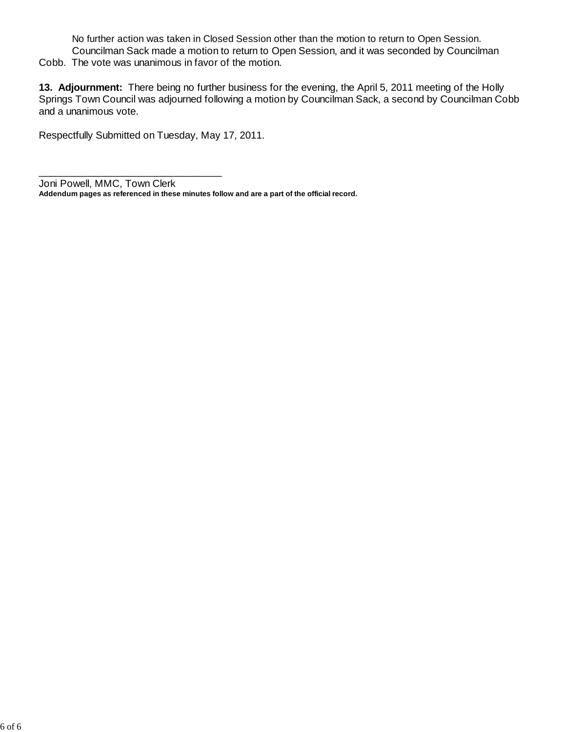No further action was taken in Closed Session other than the motion to return to Open Session.

Councilman Sack made a motion to return to Open Session, and it was seconded by Councilman Cobb. The vote was unanimous in favor of the motion.

**13. Adjournment:** There being no further business for the evening, the April 5, 2011 meeting of the Holly Springs Town Council was adjourned following a motion by Councilman Sack, a second by Councilman Cobb and a unanimous vote.

Respectfully Submitted on Tuesday, May 17, 2011.

_________________________________

Joni Powell, MMC, Town Clerk

**Addendum pages as referenced in these minutes follow and are a part of the official record.**